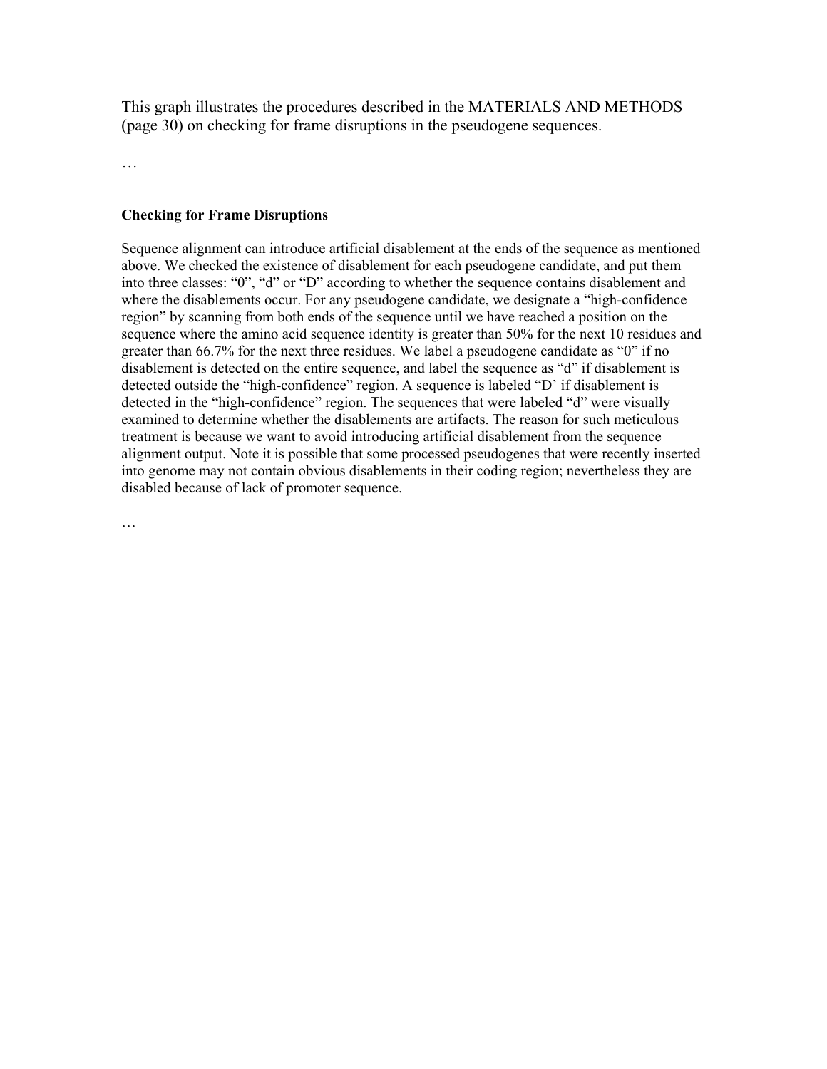This graph illustrates the procedures described in the MATERIALS AND METHODS (page 30) on checking for frame disruptions in the pseudogene sequences.

…

**Checking for Frame Disruptions**

Sequence alignment can introduce artificial disablement at the ends of the sequence as mentioned above. We checked the existence of disablement for each pseudogene candidate, and put them into three classes: "0", "d" or "D" according to whether the sequence contains disablement and where the disablements occur. For any pseudogene candidate, we designate a "high-confidence region" by scanning from both ends of the sequence until we have reached a position on the sequence where the amino acid sequence identity is greater than 50% for the next 10 residues and greater than 66.7% for the next three residues. We label a pseudogene candidate as "0" if no disablement is detected on the entire sequence, and label the sequence as "d" if disablement is detected outside the "high-confidence" region. A sequence is labeled "D' if disablement is detected in the "high-confidence" region. The sequences that were labeled "d" were visually examined to determine whether the disablements are artifacts. The reason for such meticulous treatment is because we want to avoid introducing artificial disablement from the sequence alignment output. Note it is possible that some processed pseudogenes that were recently inserted into genome may not contain obvious disablements in their coding region; nevertheless they are disabled because of lack of promoter sequence.

…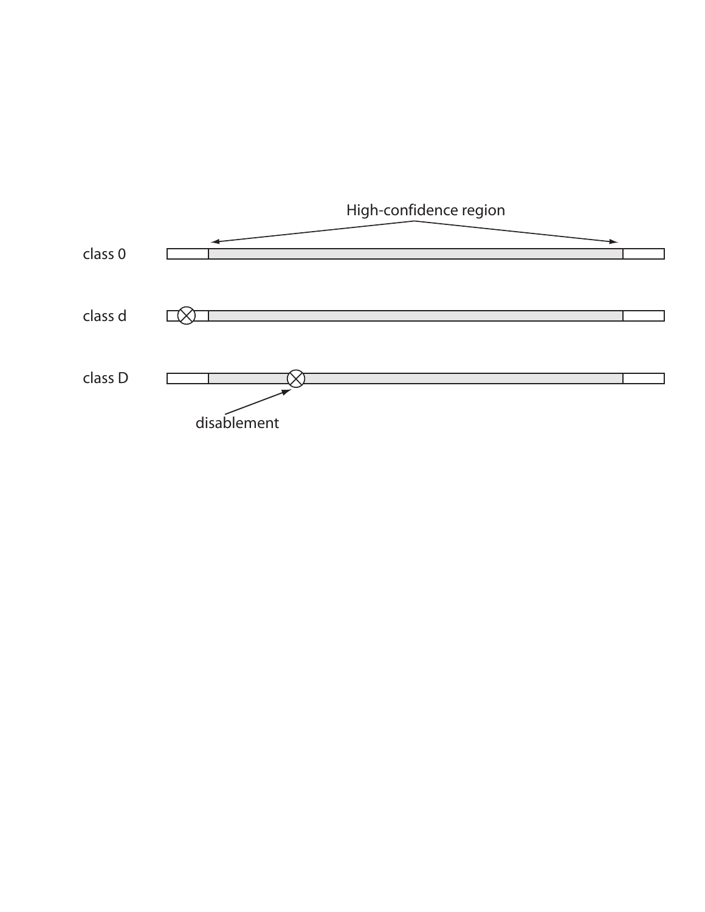High-confidence region

class 0

class d

class D

disablement